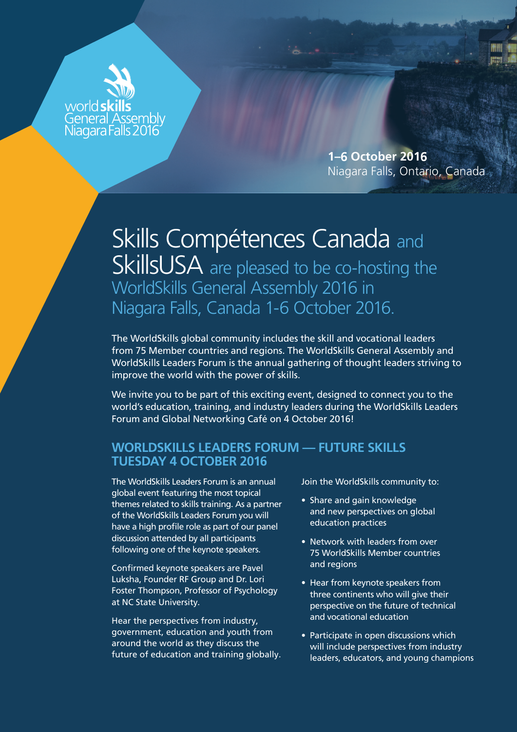world**skills** General Assembly Niagara Falls 2016

**1–6 October 2016**
Niagara Falls, Ontario, Canada

# Skills Compétences Canada and SkillsUSA are pleased to be co-hosting the WorldSkills General Assembly 2016 in Niagara Falls, Canada 1-6 October 2016.

The WorldSkills global community includes the skill and vocational leaders from 75 Member countries and regions. The WorldSkills General Assembly and WorldSkills Leaders Forum is the annual gathering of thought leaders striving to improve the world with the power of skills.

We invite you to be part of this exciting event, designed to connect you to the world's education, training, and industry leaders during the WorldSkills Leaders Forum and Global Networking Café on 4 October 2016!

## WORLDSKILLS LEADERS FORUM — FUTURE SKILLS TUESDAY 4 OCTOBER 2016

The WorldSkills Leaders Forum is an annual global event featuring the most topical themes related to skills training. As a partner of the WorldSkills Leaders Forum you will have a high profile role as part of our panel discussion attended by all participants following one of the keynote speakers.

Confirmed keynote speakers are Pavel Luksha, Founder RF Group and Dr. Lori Foster Thompson, Professor of Psychology at NC State University.

Hear the perspectives from industry, government, education and youth from around the world as they discuss the future of education and training globally.

Join the WorldSkills community to:

- Share and gain knowledge and new perspectives on global education practices
- Network with leaders from over 75 WorldSkills Member countries and regions
- Hear from keynote speakers from three continents who will give their perspective on the future of technical and vocational education
- Participate in open discussions which will include perspectives from industry leaders, educators, and young champions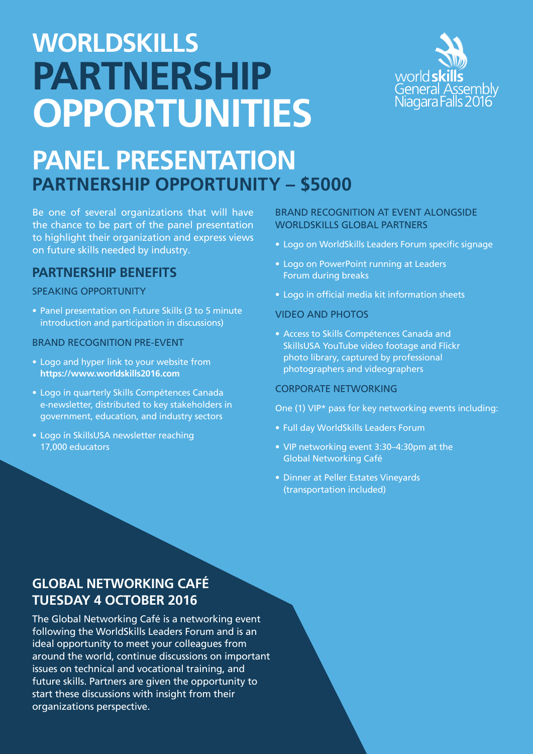# WORLDSKILLS PARTNERSHIP OPPORTUNITIES

worldskills General Assembly Niagara Falls 2016

## PANEL PRESENTATION
### PARTNERSHIP OPPORTUNITY – $5000

Be one of several organizations that will have the chance to be part of the panel presentation to highlight their organization and express views on future skills needed by industry.

### PARTNERSHIP BENEFITS

SPEAKING OPPORTUNITY

- Panel presentation on Future Skills (3 to 5 minute introduction and participation in discussions)

BRAND RECOGNITION PRE-EVENT

- Logo and hyper link to your website from **https://www.worldskills2016.com**
- Logo in quarterly Skills Compétences Canada e-newsletter, distributed to key stakeholders in government, education, and industry sectors
- Logo in SkillsUSA newsletter reaching 17,000 educators

BRAND RECOGNITION AT EVENT ALONGSIDE WORLDSKILLS GLOBAL PARTNERS

- Logo on WorldSkills Leaders Forum specific signage
- Logo on PowerPoint running at Leaders Forum during breaks
- Logo in official media kit information sheets

VIDEO AND PHOTOS

- Access to Skills Compétences Canada and SkillsUSA YouTube video footage and Flickr photo library, captured by professional photographers and videographers

CORPORATE NETWORKING

One (1) VIP* pass for key networking events including:

- Full day WorldSkills Leaders Forum
- VIP networking event 3:30–4:30pm at the Global Networking Café
- Dinner at Peller Estates Vineyards (transportation included)

### GLOBAL NETWORKING CAFÉ
### TUESDAY 4 OCTOBER 2016

The Global Networking Café is a networking event following the WorldSkills Leaders Forum and is an ideal opportunity to meet your colleagues from around the world, continue discussions on important issues on technical and vocational training, and future skills. Partners are given the opportunity to start these discussions with insight from their organizations perspective.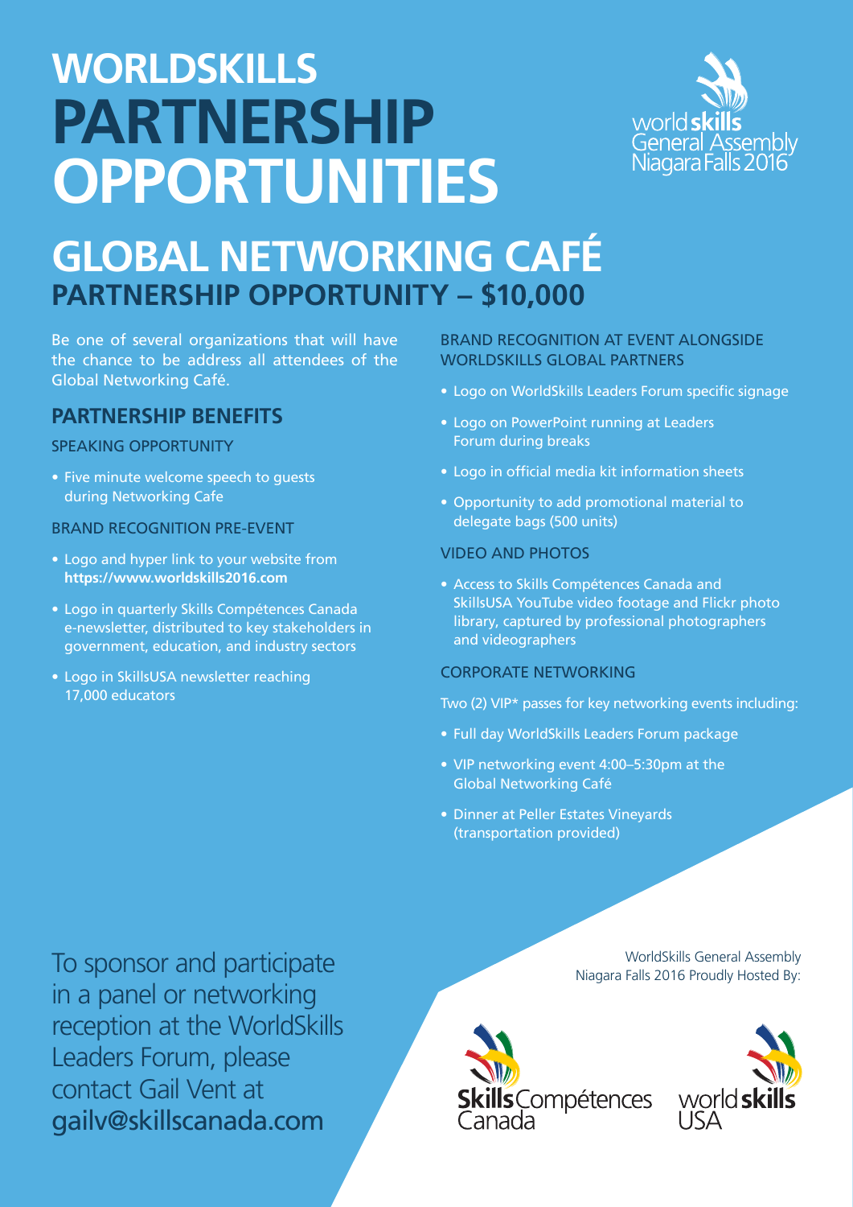# WORLDSKILLS PARTNERSHIP OPPORTUNITIES

worldskills General Assembly Niagara Falls 2016

## GLOBAL NETWORKING CAFÉ

### PARTNERSHIP OPPORTUNITY – $10,000

Be one of several organizations that will have the chance to be address all attendees of the Global Networking Café.

### PARTNERSHIP BENEFITS

SPEAKING OPPORTUNITY

- Five minute welcome speech to guests during Networking Cafe

BRAND RECOGNITION PRE-EVENT

- Logo and hyper link to your website from **https://www.worldskills2016.com**
- Logo in quarterly Skills Compétences Canada e-newsletter, distributed to key stakeholders in government, education, and industry sectors
- Logo in SkillsUSA newsletter reaching 17,000 educators

BRAND RECOGNITION AT EVENT ALONGSIDE WORLDSKILLS GLOBAL PARTNERS

- Logo on WorldSkills Leaders Forum specific signage
- Logo on PowerPoint running at Leaders Forum during breaks
- Logo in official media kit information sheets
- Opportunity to add promotional material to delegate bags (500 units)

VIDEO AND PHOTOS

- Access to Skills Compétences Canada and SkillsUSA YouTube video footage and Flickr photo library, captured by professional photographers and videographers

CORPORATE NETWORKING

Two (2) VIP* passes for key networking events including:

- Full day WorldSkills Leaders Forum package
- VIP networking event 4:00–5:30pm at the Global Networking Café
- Dinner at Peller Estates Vineyards (transportation provided)

To sponsor and participate in a panel or networking reception at the WorldSkills Leaders Forum, please contact Gail Vent at gailv@skillscanada.com

WorldSkills General Assembly Niagara Falls 2016 Proudly Hosted By:

Skills Compétences Canada

world skills USA